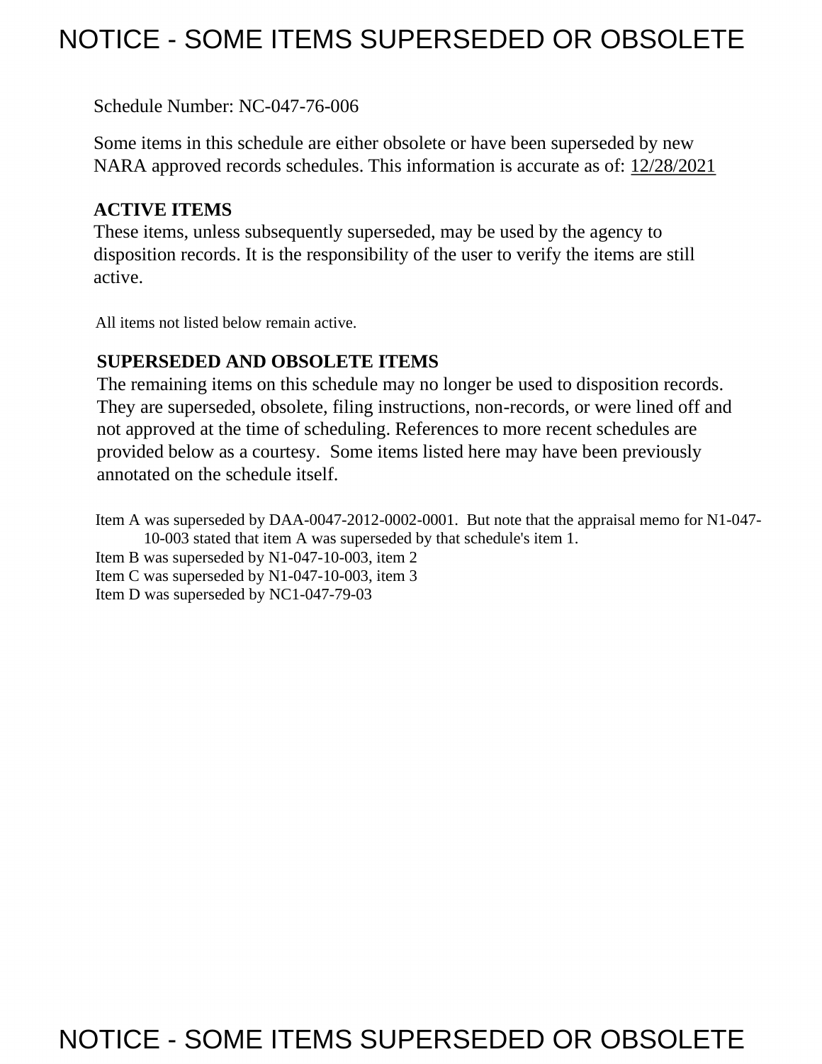# NOTICE - SOME ITEMS SUPERSEDED OR OBSOLETE

Schedule Number: NC-047-76-006

Some items in this schedule are either obsolete or have been superseded by new NARA approved records schedules. This information is accurate as of: 12/28/2021

**ACTIVE ITEMS**

These items, unless subsequently superseded, may be used by the agency to disposition records. It is the responsibility of the user to verify the items are still active.

All items not listed below remain active.

**SUPERSEDED AND OBSOLETE ITEMS**

The remaining items on this schedule may no longer be used to disposition records. They are superseded, obsolete, filing instructions, non-records, or were lined off and not approved at the time of scheduling. References to more recent schedules are provided below as a courtesy. Some items listed here may have been previously annotated on the schedule itself.

Item A was superseded by DAA-0047-2012-0002-0001. But note that the appraisal memo for N1-047-10-003 stated that item A was superseded by that schedule's item 1.
Item B was superseded by N1-047-10-003, item 2
Item C was superseded by N1-047-10-003, item 3
Item D was superseded by NC1-047-79-03

NOTICE - SOME ITEMS SUPERSEDED OR OBSOLETE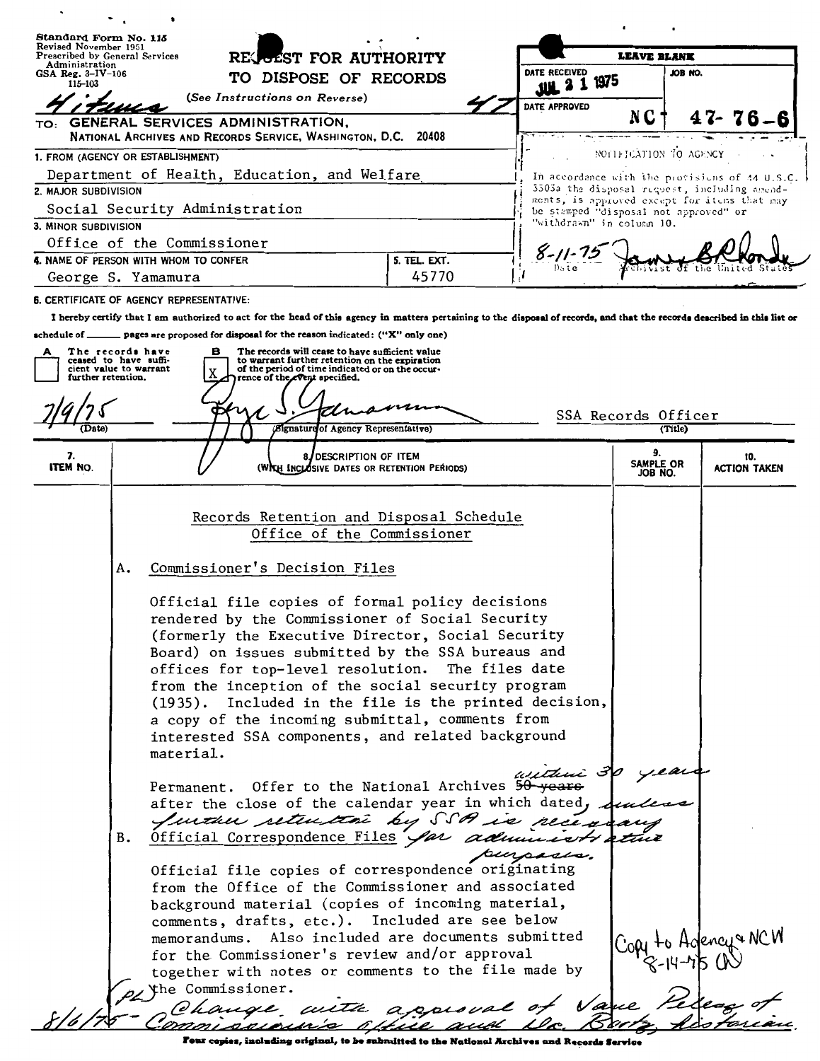Standard Form No. 115
Revised November 1951
Prescribed by General Services Administration
GSA Reg. 3-IV-106
115-103

# REQUEST FOR AUTHORITY TO DISPOSE OF RECORDS

(See Instructions on Reverse)

4 items 47

TO: GENERAL SERVICES ADMINISTRATION,
NATIONAL ARCHIVES AND RECORDS SERVICE, WASHINGTON, D.C. 20408

| LEAVE BLANK | |
|---|---|
| DATE RECEIVED JUL 21 1975 | JOB NO. |
| DATE APPROVED | NC 47-76-6 |

NOTIFICATION TO AGENCY

In accordance with the provisions of 44 U.S.C. 3303a the disposal request, including amendments, is approved except for items that may be stamped "disposal not approved" or "withdrawn" in column 10.

8-11-75 Date — James B. Rhoads, Archivist of the United States

1. FROM (AGENCY OR ESTABLISHMENT)
Department of Health, Education, and Welfare

2. MAJOR SUBDIVISION
Social Security Administration

3. MINOR SUBDIVISION
Office of the Commissioner

4. NAME OF PERSON WITH WHOM TO CONFER
George S. Yamamura

5. TEL. EXT.
45770

6. CERTIFICATE OF AGENCY REPRESENTATIVE:

I hereby certify that I am authorized to act for the head of this agency in matters pertaining to the disposal of records, and that the records described in this list or schedule of ______ pages are proposed for disposal for the reason indicated: ("X" only one)

A [ ] The records have ceased to have sufficient value to warrant further retention.

B [X] The records will cease to have sufficient value to warrant further retention on the expiration of the period of time indicated or on the occurrence of the event specified.

7/9/75 (Date) — George S. Yamamura (Signature of Agency Representative) — SSA Records Officer (Title)

| 7. ITEM NO. | 8. DESCRIPTION OF ITEM (WITH INCLUSIVE DATES OR RETENTION PERIODS) | 9. SAMPLE OR JOB NO. | 10. ACTION TAKEN |
|---|---|---|---|

## Records Retention and Disposal Schedule
## Office of the Commissioner

A. Commissioner's Decision Files

Official file copies of formal policy decisions rendered by the Commissioner of Social Security (formerly the Executive Director, Social Security Board) on issues submitted by the SSA bureaus and offices for top-level resolution. The files date from the inception of the social security program (1935). Included in the file is the printed decision, a copy of the incoming submittal, comments from interested SSA components, and related background material.

Permanent. Offer to the National Archives ~~50 years~~ within 30 years after the close of the calendar year in which dated, unless further retention by SSA is necessary for administrative purposes.

B. Official Correspondence Files

Official file copies of correspondence originating from the Office of the Commissioner and associated background material (copies of incoming material, comments, drafts, etc.). Included are see below memorandums. Also included are documents submitted for the Commissioner's review and/or approval together with notes or comments to the file made by the Commissioner.

Copy to Agency & NCW 8-14-75

(PL) 8/6/75 - Change with approval of Jane Pelsey of Commissioner's office and Dr. Bortz, historian.

Four copies, including original, to be submitted to the National Archives and Records Service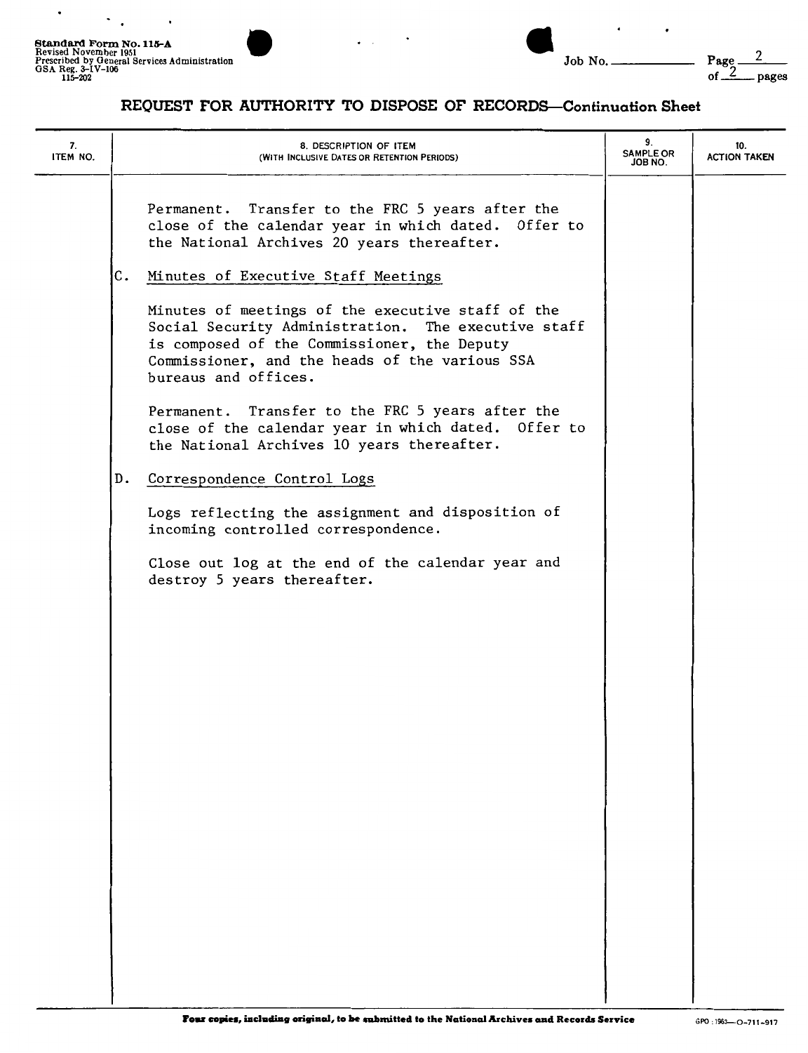Standard Form No. 115-A
Revised November 1951
Prescribed by General Services Administration
GSA Reg. 3-IV-106
115-202

Job No. ______

## REQUEST FOR AUTHORITY TO DISPOSE OF RECORDS—Continuation Sheet

| 7. ITEM NO. | 8. DESCRIPTION OF ITEM (WITH INCLUSIVE DATES OR RETENTION PERIODS) | 9. SAMPLE OR JOB NO. | 10. ACTION TAKEN |
|---|---|---|---|
| | Permanent. Transfer to the FRC 5 years after the close of the calendar year in which dated. Offer to the National Archives 20 years thereafter. | | |
| | C. Minutes of Executive Staff Meetings | | |
| | Minutes of meetings of the executive staff of the Social Security Administration. The executive staff is composed of the Commissioner, the Deputy Commissioner, and the heads of the various SSA bureaus and offices. | | |
| | Permanent. Transfer to the FRC 5 years after the close of the calendar year in which dated. Offer to the National Archives 10 years thereafter. | | |
| | D. Correspondence Control Logs | | |
| | Logs reflecting the assignment and disposition of incoming controlled correspondence. | | |
| | Close out log at the end of the calendar year and destroy 5 years thereafter. | | |

**Four copies, including original, to be submitted to the National Archives and Records Service**

GPO : 1963—O-711-917